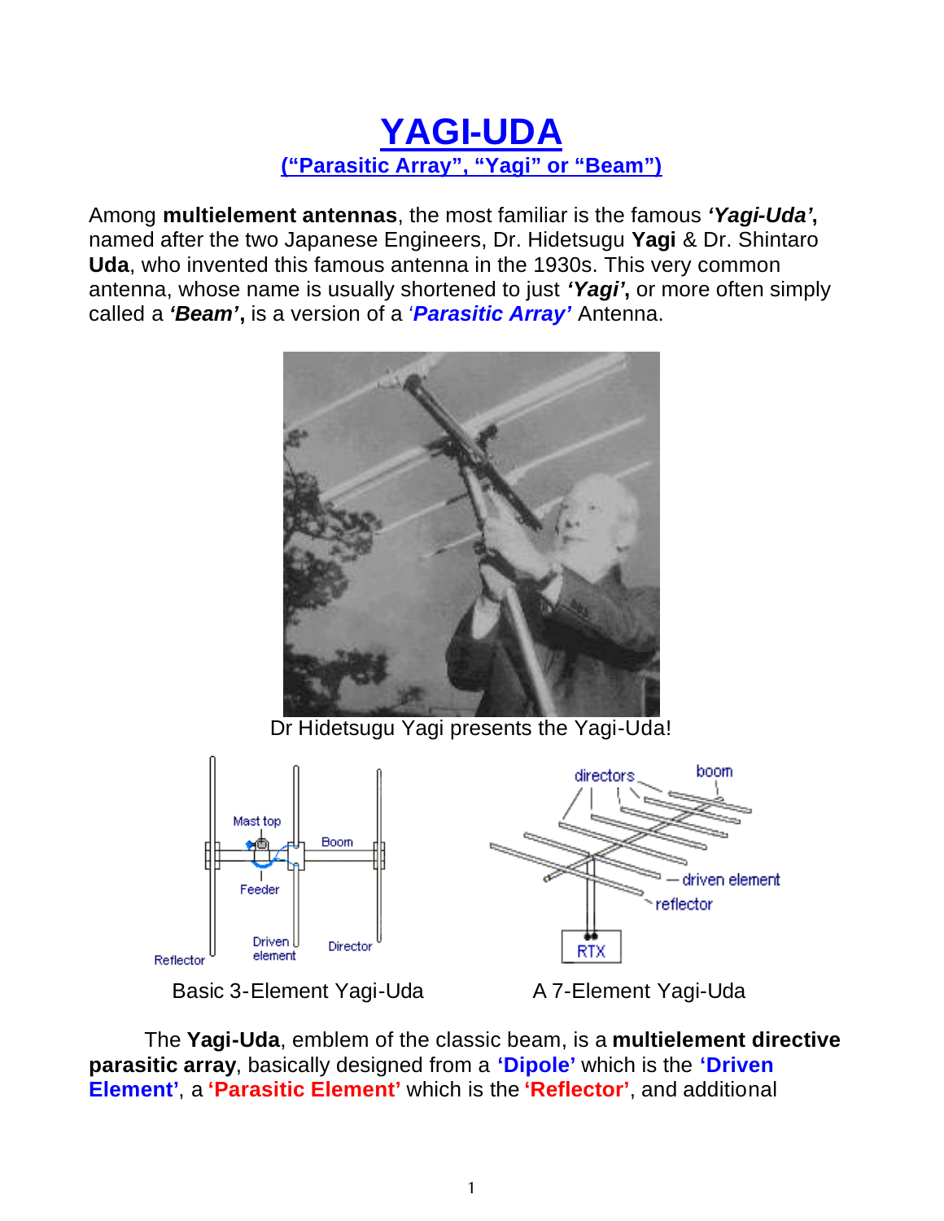# YAGI-UDA

## ("Parasitic Array", "Yagi" or "Beam")

Among **multielement antennas**, the most familiar is the famous ***'Yagi-Uda'***, named after the two Japanese Engineers, Dr. Hidetsugu **Yagi** & Dr. Shintaro **Uda**, who invented this famous antenna in the 1930s. This very common antenna, whose name is usually shortened to just ***'Yagi'***, or more often simply called a ***'Beam'***, is a version of a ***'Parasitic Array'*** Antenna.

Dr Hidetsugu Yagi presents the Yagi-Uda!

Basic 3-Element Yagi-Uda

A 7-Element Yagi-Uda

The **Yagi-Uda**, emblem of the classic beam, is a **multielement directive parasitic array**, basically designed from a **'Dipole'** which is the **'Driven Element'**, a **'Parasitic Element'** which is the **'Reflector'**, and additional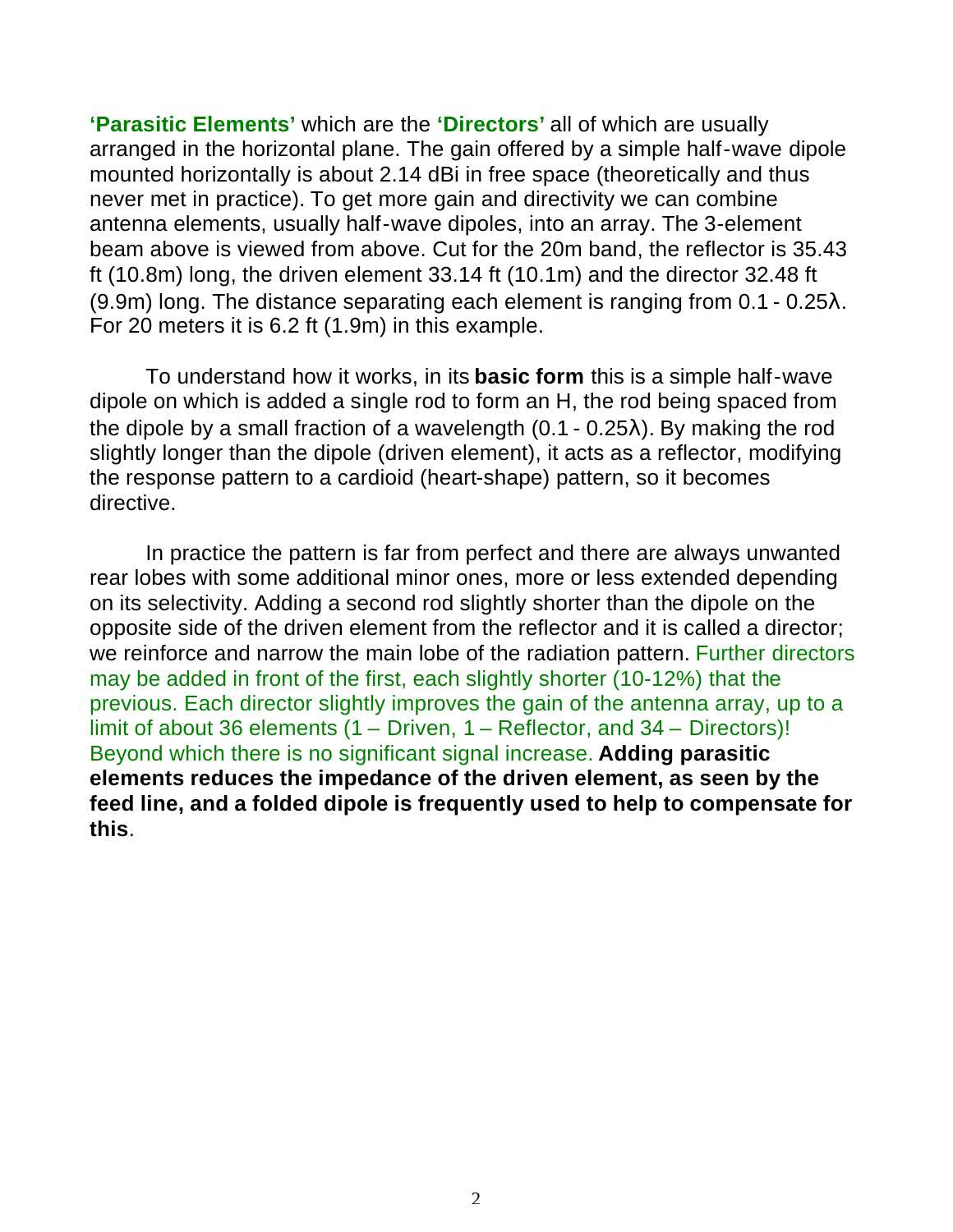**'Parasitic Elements'** which are the **'Directors'** all of which are usually arranged in the horizontal plane. The gain offered by a simple half-wave dipole mounted horizontally is about 2.14 dBi in free space (theoretically and thus never met in practice). To get more gain and directivity we can combine antenna elements, usually half-wave dipoles, into an array. The 3-element beam above is viewed from above. Cut for the 20m band, the reflector is 35.43 ft (10.8m) long, the driven element 33.14 ft (10.1m) and the director 32.48 ft (9.9m) long. The distance separating each element is ranging from 0.1 - 0.25λ. For 20 meters it is 6.2 ft (1.9m) in this example.

To understand how it works, in its **basic form** this is a simple half-wave dipole on which is added a single rod to form an H, the rod being spaced from the dipole by a small fraction of a wavelength (0.1 - 0.25λ). By making the rod slightly longer than the dipole (driven element), it acts as a reflector, modifying the response pattern to a cardioid (heart-shape) pattern, so it becomes directive.

In practice the pattern is far from perfect and there are always unwanted rear lobes with some additional minor ones, more or less extended depending on its selectivity. Adding a second rod slightly shorter than the dipole on the opposite side of the driven element from the reflector and it is called a director; we reinforce and narrow the main lobe of the radiation pattern. Further directors may be added in front of the first, each slightly shorter (10-12%) that the previous. Each director slightly improves the gain of the antenna array, up to a limit of about 36 elements (1 – Driven, 1 – Reflector, and 34 – Directors)! Beyond which there is no significant signal increase. **Adding parasitic elements reduces the impedance of the driven element, as seen by the feed line, and a folded dipole is frequently used to help to compensate for this**.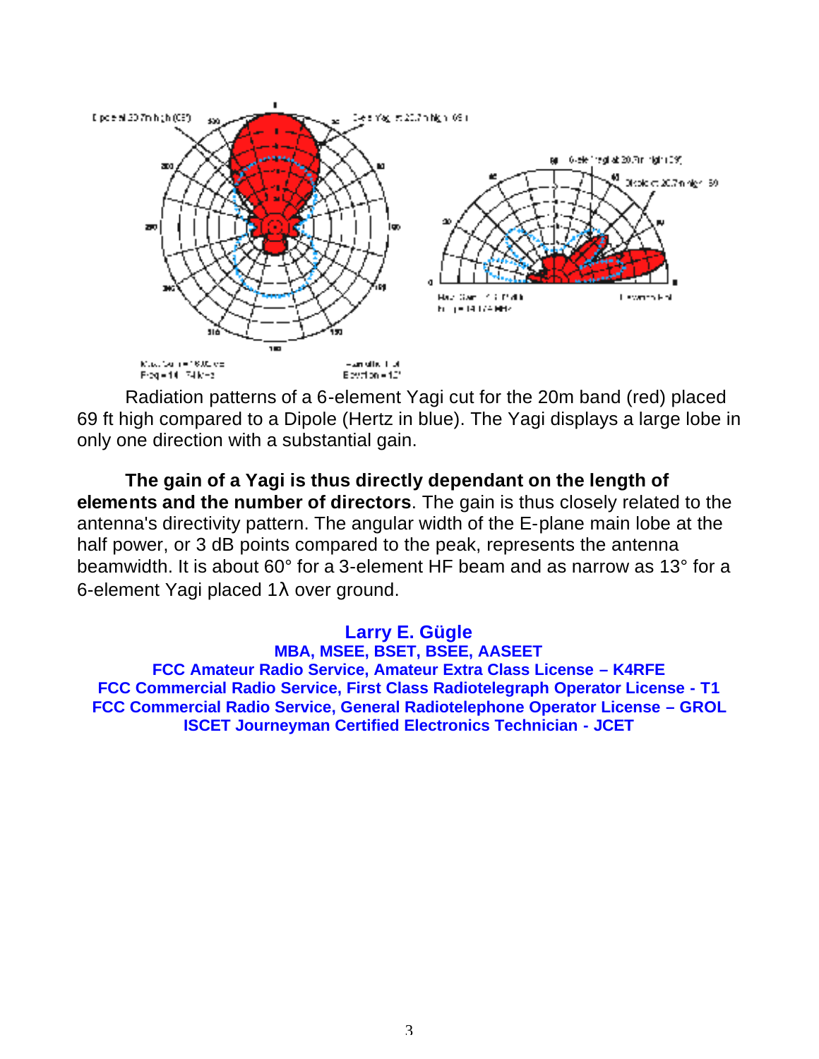Radiation patterns of a 6-element Yagi cut for the 20m band (red) placed 69 ft high compared to a Dipole (Hertz in blue). The Yagi displays a large lobe in only one direction with a substantial gain.

**The gain of a Yagi is thus directly dependant on the length of elements and the number of directors**. The gain is thus closely related to the antenna's directivity pattern. The angular width of the E-plane main lobe at the half power, or 3 dB points compared to the peak, represents the antenna beamwidth. It is about 60° for a 3-element HF beam and as narrow as 13° for a 6-element Yagi placed 1λ over ground.

**Larry E. Gügle**
**MBA, MSEE, BSET, BSEE, AASEET**
**FCC Amateur Radio Service, Amateur Extra Class License – K4RFE**
**FCC Commercial Radio Service, First Class Radiotelegraph Operator License - T1**
**FCC Commercial Radio Service, General Radiotelephone Operator License – GROL**
**ISCET Journeyman Certified Electronics Technician - JCET**